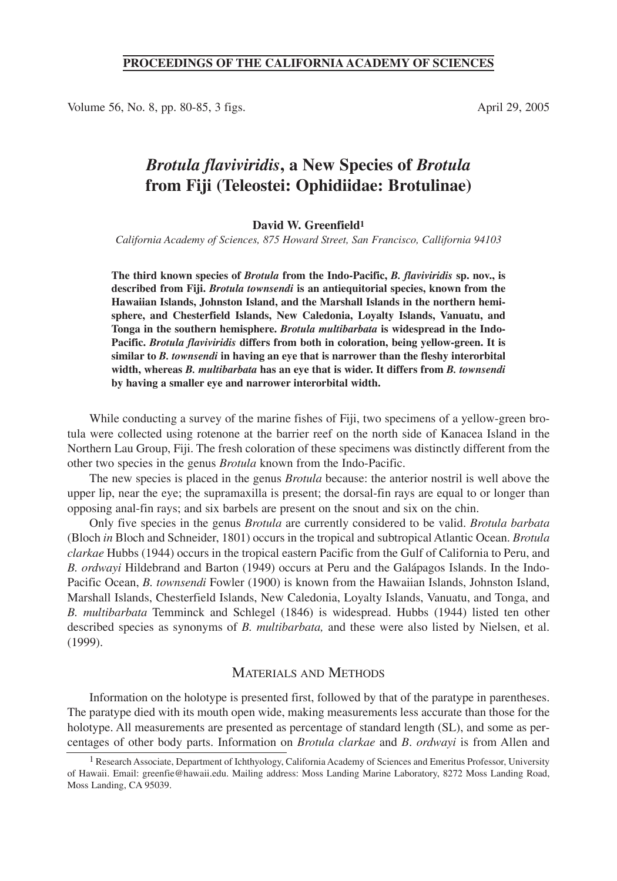# *Brotula flaviviridis*, a New Species of *Brotula* from Fiji (Teleostei: Ophidiidae: Brotulinae)

**David W. Greenfield[1]**

*California Academy of Sciences, 875 Howard Street, San Francisco, Callifornia 94103*

**The third known species of *Brotula* from the Indo-Pacific, *B. flaviviridis* sp. nov., is described from Fiji. *Brotula townsendi* is an antiequitorial species, known from the Hawaiian Islands, Johnston Island, and the Marshall Islands in the northern hemisphere, and Chesterfield Islands, New Caledonia, Loyalty Islands, Vanuatu, and Tonga in the southern hemisphere. *Brotula multibarbata* is widespread in the Indo-Pacific. *Brotula flaviviridis* differs from both in coloration, being yellow-green. It is similar to *B. townsendi* in having an eye that is narrower than the fleshy interorbital width, whereas *B. multibarbata* has an eye that is wider. It differs from *B. townsendi* by having a smaller eye and narrower interorbital width.**

While conducting a survey of the marine fishes of Fiji, two specimens of a yellow-green brotula were collected using rotenone at the barrier reef on the north side of Kanacea Island in the Northern Lau Group, Fiji. The fresh coloration of these specimens was distinctly different from the other two species in the genus *Brotula* known from the Indo-Pacific.

The new species is placed in the genus *Brotula* because: the anterior nostril is well above the upper lip, near the eye; the supramaxilla is present; the dorsal-fin rays are equal to or longer than opposing anal-fin rays; and six barbels are present on the snout and six on the chin.

Only five species in the genus *Brotula* are currently considered to be valid. *Brotula barbata* (Bloch *in* Bloch and Schneider, 1801) occurs in the tropical and subtropical Atlantic Ocean. *Brotula clarkae* Hubbs (1944) occurs in the tropical eastern Pacific from the Gulf of California to Peru, and *B. ordwayi* Hildebrand and Barton (1949) occurs at Peru and the Galápagos Islands. In the Indo-Pacific Ocean, *B. townsendi* Fowler (1900) is known from the Hawaiian Islands, Johnston Island, Marshall Islands, Chesterfield Islands, New Caledonia, Loyalty Islands, Vanuatu, and Tonga, and *B. multibarbata* Temminck and Schlegel (1846) is widespread. Hubbs (1944) listed ten other described species as synonyms of *B. multibarbata,* and these were also listed by Nielsen, et al. (1999).

## Materials and Methods

Information on the holotype is presented first, followed by that of the paratype in parentheses. The paratype died with its mouth open wide, making measurements less accurate than those for the holotype. All measurements are presented as percentage of standard length (SL), and some as percentages of other body parts. Information on *Brotula clarkae* and *B. ordwayi* is from Allen and

[1] Research Associate, Department of Ichthyology, California Academy of Sciences and Emeritus Professor, University of Hawaii. Email: greenfie@hawaii.edu. Mailing address: Moss Landing Marine Laboratory, 8272 Moss Landing Road, Moss Landing, CA 95039.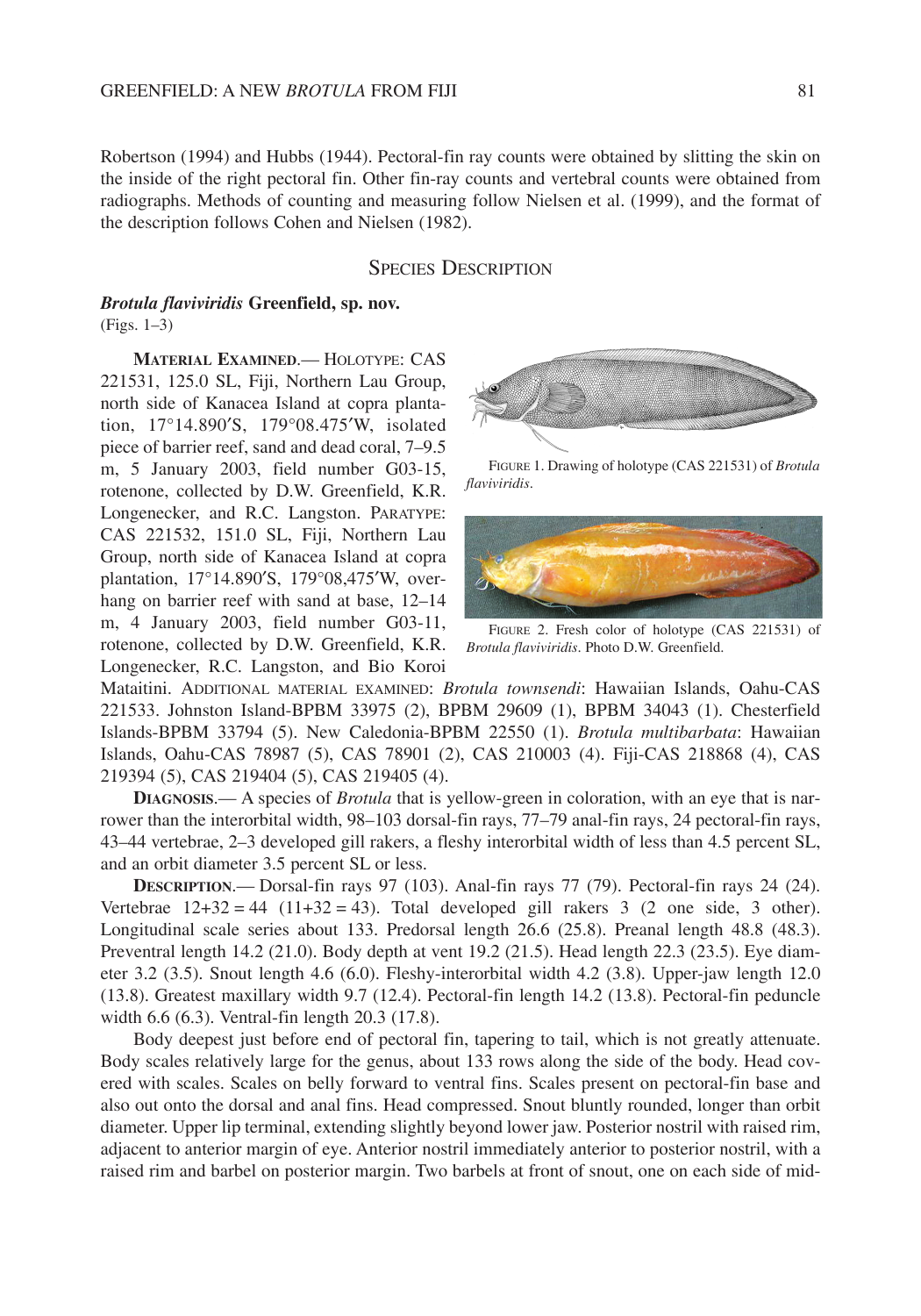Robertson (1994) and Hubbs (1944). Pectoral-fin ray counts were obtained by slitting the skin on the inside of the right pectoral fin. Other fin-ray counts and vertebral counts were obtained from radiographs. Methods of counting and measuring follow Nielsen et al. (1999), and the format of the description follows Cohen and Nielsen (1982).

## Species Description

### *Brotula flaviviridis* Greenfield, sp. nov.

(Figs. 1–3)

**Material Examined**.— Holotype: CAS 221531, 125.0 SL, Fiji, Northern Lau Group, north side of Kanacea Island at copra plantation, 17°14.890′S, 179°08.475′W, isolated piece of barrier reef, sand and dead coral, 7–9.5 m, 5 January 2003, field number G03-15, rotenone, collected by D.W. Greenfield, K.R. Longenecker, and R.C. Langston. Paratype: CAS 221532, 151.0 SL, Fiji, Northern Lau Group, north side of Kanacea Island at copra plantation, 17°14.890′S, 179°08,475′W, overhang on barrier reef with sand at base, 12–14 m, 4 January 2003, field number G03-11, rotenone, collected by D.W. Greenfield, K.R. Longenecker, R.C. Langston, and Bio Koroi Mataitini. Additional material examined: *Brotula townsendi*: Hawaiian Islands, Oahu-CAS 221533. Johnston Island-BPBM 33975 (2), BPBM 29609 (1), BPBM 34043 (1). Chesterfield Islands-BPBM 33794 (5). New Caledonia-BPBM 22550 (1). *Brotula multibarbata*: Hawaiian Islands, Oahu-CAS 78987 (5), CAS 78901 (2), CAS 210003 (4). Fiji-CAS 218868 (4), CAS 219394 (5), CAS 219404 (5), CAS 219405 (4).

Figure 1. Drawing of holotype (CAS 221531) of *Brotula flaviviridis*.

Figure 2. Fresh color of holotype (CAS 221531) of *Brotula flaviviridis*. Photo D.W. Greenfield.

**Diagnosis**.— A species of *Brotula* that is yellow-green in coloration, with an eye that is narrower than the interorbital width, 98–103 dorsal-fin rays, 77–79 anal-fin rays, 24 pectoral-fin rays, 43–44 vertebrae, 2–3 developed gill rakers, a fleshy interorbital width of less than 4.5 percent SL, and an orbit diameter 3.5 percent SL or less.

**Description**.— Dorsal-fin rays 97 (103). Anal-fin rays 77 (79). Pectoral-fin rays 24 (24). Vertebrae 12+32 = 44 (11+32 = 43). Total developed gill rakers 3 (2 one side, 3 other). Longitudinal scale series about 133. Predorsal length 26.6 (25.8). Preanal length 48.8 (48.3). Preventral length 14.2 (21.0). Body depth at vent 19.2 (21.5). Head length 22.3 (23.5). Eye diameter 3.2 (3.5). Snout length 4.6 (6.0). Fleshy-interorbital width 4.2 (3.8). Upper-jaw length 12.0 (13.8). Greatest maxillary width 9.7 (12.4). Pectoral-fin length 14.2 (13.8). Pectoral-fin peduncle width 6.6 (6.3). Ventral-fin length 20.3 (17.8).

Body deepest just before end of pectoral fin, tapering to tail, which is not greatly attenuate. Body scales relatively large for the genus, about 133 rows along the side of the body. Head covered with scales. Scales on belly forward to ventral fins. Scales present on pectoral-fin base and also out onto the dorsal and anal fins. Head compressed. Snout bluntly rounded, longer than orbit diameter. Upper lip terminal, extending slightly beyond lower jaw. Posterior nostril with raised rim, adjacent to anterior margin of eye. Anterior nostril immediately anterior to posterior nostril, with a raised rim and barbel on posterior margin. Two barbels at front of snout, one on each side of mid-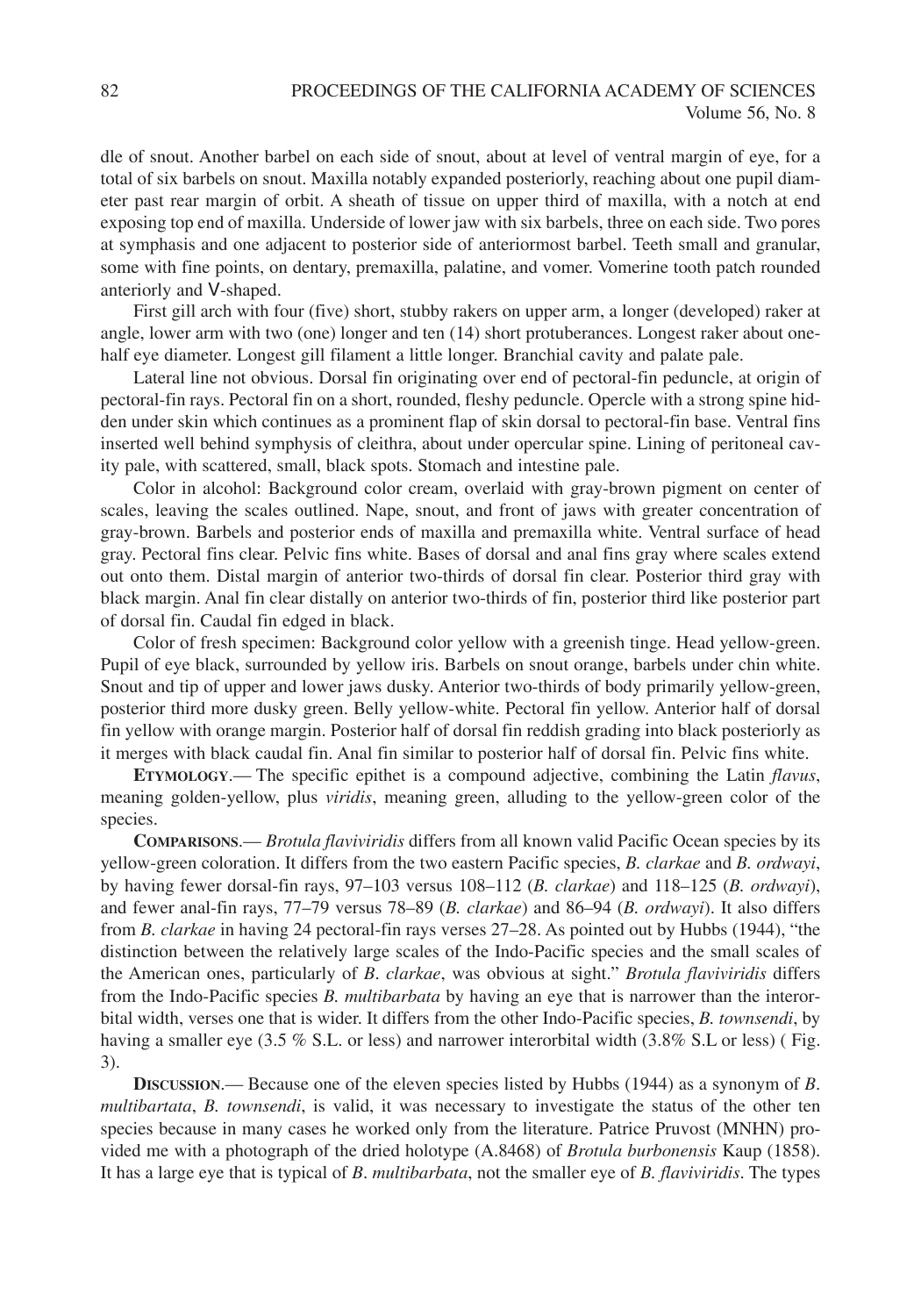dle of snout. Another barbel on each side of snout, about at level of ventral margin of eye, for a total of six barbels on snout. Maxilla notably expanded posteriorly, reaching about one pupil diameter past rear margin of orbit. A sheath of tissue on upper third of maxilla, with a notch at end exposing top end of maxilla. Underside of lower jaw with six barbels, three on each side. Two pores at symphasis and one adjacent to posterior side of anteriormost barbel. Teeth small and granular, some with fine points, on dentary, premaxilla, palatine, and vomer. Vomerine tooth patch rounded anteriorly and V-shaped.

First gill arch with four (five) short, stubby rakers on upper arm, a longer (developed) raker at angle, lower arm with two (one) longer and ten (14) short protuberances. Longest raker about one-half eye diameter. Longest gill filament a little longer. Branchial cavity and palate pale.

Lateral line not obvious. Dorsal fin originating over end of pectoral-fin peduncle, at origin of pectoral-fin rays. Pectoral fin on a short, rounded, fleshy peduncle. Opercle with a strong spine hidden under skin which continues as a prominent flap of skin dorsal to pectoral-fin base. Ventral fins inserted well behind symphysis of cleithra, about under opercular spine. Lining of peritoneal cavity pale, with scattered, small, black spots. Stomach and intestine pale.

Color in alcohol: Background color cream, overlaid with gray-brown pigment on center of scales, leaving the scales outlined. Nape, snout, and front of jaws with greater concentration of gray-brown. Barbels and posterior ends of maxilla and premaxilla white. Ventral surface of head gray. Pectoral fins clear. Pelvic fins white. Bases of dorsal and anal fins gray where scales extend out onto them. Distal margin of anterior two-thirds of dorsal fin clear. Posterior third gray with black margin. Anal fin clear distally on anterior two-thirds of fin, posterior third like posterior part of dorsal fin. Caudal fin edged in black.

Color of fresh specimen: Background color yellow with a greenish tinge. Head yellow-green. Pupil of eye black, surrounded by yellow iris. Barbels on snout orange, barbels under chin white. Snout and tip of upper and lower jaws dusky. Anterior two-thirds of body primarily yellow-green, posterior third more dusky green. Belly yellow-white. Pectoral fin yellow. Anterior half of dorsal fin yellow with orange margin. Posterior half of dorsal fin reddish grading into black posteriorly as it merges with black caudal fin. Anal fin similar to posterior half of dorsal fin. Pelvic fins white.

**ETYMOLOGY**.— The specific epithet is a compound adjective, combining the Latin *flavus*, meaning golden-yellow, plus *viridis*, meaning green, alluding to the yellow-green color of the species.

**COMPARISONS**.— *Brotula flaviviridis* differs from all known valid Pacific Ocean species by its yellow-green coloration. It differs from the two eastern Pacific species, *B. clarkae* and *B. ordwayi*, by having fewer dorsal-fin rays, 97–103 versus 108–112 (*B. clarkae*) and 118–125 (*B. ordwayi*), and fewer anal-fin rays, 77–79 versus 78–89 (*B. clarkae*) and 86–94 (*B. ordwayi*). It also differs from *B. clarkae* in having 24 pectoral-fin rays verses 27–28. As pointed out by Hubbs (1944), "the distinction between the relatively large scales of the Indo-Pacific species and the small scales of the American ones, particularly of *B. clarkae*, was obvious at sight." *Brotula flaviviridis* differs from the Indo-Pacific species *B. multibarbata* by having an eye that is narrower than the interorbital width, verses one that is wider. It differs from the other Indo-Pacific species, *B. townsendi*, by having a smaller eye (3.5 % S.L. or less) and narrower interorbital width (3.8% S.L or less) ( Fig. 3).

**DISCUSSION**.— Because one of the eleven species listed by Hubbs (1944) as a synonym of *B. multibartata*, *B. townsendi*, is valid, it was necessary to investigate the status of the other ten species because in many cases he worked only from the literature. Patrice Pruvost (MNHN) provided me with a photograph of the dried holotype (A.8468) of *Brotula burbonensis* Kaup (1858). It has a large eye that is typical of *B. multibarbata*, not the smaller eye of *B. flaviviridis*. The types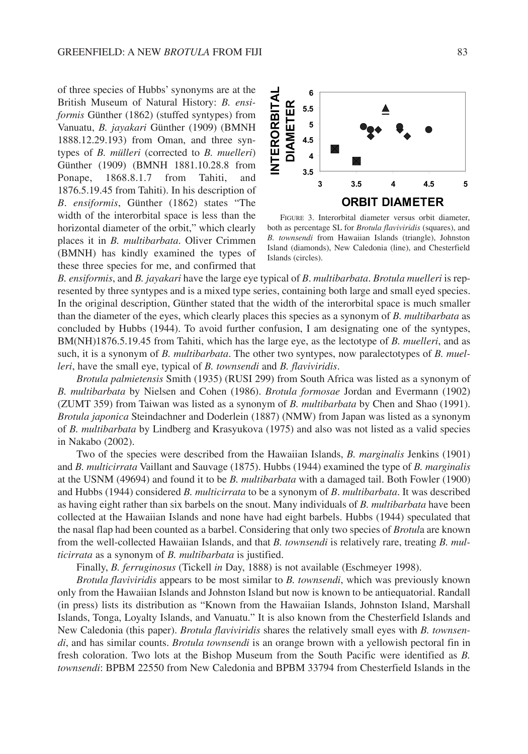of three species of Hubbs' synonyms are at the British Museum of Natural History: *B. ensiformis* Günther (1862) (stuffed syntypes) from Vanuatu, *B. jayakari* Günther (1909) (BMNH 1888.12.29.193) from Oman, and three syntypes of *B. mülleri* (corrected to *B. muelleri*) Günther (1909) (BMNH 1881.10.28.8 from Ponape, 1868.8.1.7 from Tahiti, and 1876.5.19.45 from Tahiti). In his description of *B. ensiformis*, Günther (1862) states "The width of the interorbital space is less than the horizontal diameter of the orbit," which clearly places it in *B. multibarbata*. Oliver Crimmen (BMNH) has kindly examined the types of these three species for me, and confirmed that *B. ensiformis*, and *B. jayakari* have the large eye typical of *B. multibarbata*. *Brotula muelleri* is represented by three syntypes and is a mixed type series, containing both large and small eyed species. In the original description, Günther stated that the width of the interorbital space is much smaller than the diameter of the eyes, which clearly places this species as a synonym of *B. multibarbata* as concluded by Hubbs (1944). To avoid further confusion, I am designating one of the syntypes, BM(NH)1876.5.19.45 from Tahiti, which has the large eye, as the lectotype of *B. muelleri*, and as such, it is a synonym of *B. multibarbata*. The other two syntypes, now paralectotypes of *B. muelleri*, have the small eye, typical of *B. townsendi* and *B. flaviviridis*.

FIGURE 3. Interorbital diameter versus orbit diameter, both as percentage SL for *Brotula flaviviridis* (squares), and *B. townsendi* from Hawaiian Islands (triangle), Johnston Island (diamonds), New Caledonia (line), and Chesterfield Islands (circles).

*Brotula palmietensis* Smith (1935) (RUSI 299) from South Africa was listed as a synonym of *B. multibarbata* by Nielsen and Cohen (1986). *Brotula formosae* Jordan and Evermann (1902) (ZUMT 359) from Taiwan was listed as a synonym of *B. multibarbata* by Chen and Shao (1991). *Brotula japonica* Steindachner and Doderlein (1887) (NMW) from Japan was listed as a synonym of *B. multibarbata* by Lindberg and Krasyukova (1975) and also was not listed as a valid species in Nakabo (2002).

Two of the species were described from the Hawaiian Islands, *B. marginalis* Jenkins (1901) and *B. multicirrata* Vaillant and Sauvage (1875). Hubbs (1944) examined the type of *B. marginalis* at the USNM (49694) and found it to be *B. multibarbata* with a damaged tail. Both Fowler (1900) and Hubbs (1944) considered *B. multicirrata* to be a synonym of *B. multibarbata*. It was described as having eight rather than six barbels on the snout. Many individuals of *B. multibarbata* have been collected at the Hawaiian Islands and none have had eight barbels. Hubbs (1944) speculated that the nasal flap had been counted as a barbel. Considering that only two species of *Brotul*a are known from the well-collected Hawaiian Islands, and that *B. townsendi* is relatively rare, treating *B. multicirrata* as a synonym of *B. multibarbata* is justified.

Finally, *B. ferruginosus* (Tickell *in* Day, 1888) is not available (Eschmeyer 1998).

*Brotula flaviviridis* appears to be most similar to *B. townsendi*, which was previously known only from the Hawaiian Islands and Johnston Island but now is known to be antiequatorial. Randall (in press) lists its distribution as "Known from the Hawaiian Islands, Johnston Island, Marshall Islands, Tonga, Loyalty Islands, and Vanuatu." It is also known from the Chesterfield Islands and New Caledonia (this paper). *Brotula flaviviridis* shares the relatively small eyes with *B. townsendi*, and has similar counts. *Brotula townsendi* is an orange brown with a yellowish pectoral fin in fresh coloration. Two lots at the Bishop Museum from the South Pacific were identified as *B. townsendi*: BPBM 22550 from New Caledonia and BPBM 33794 from Chesterfield Islands in the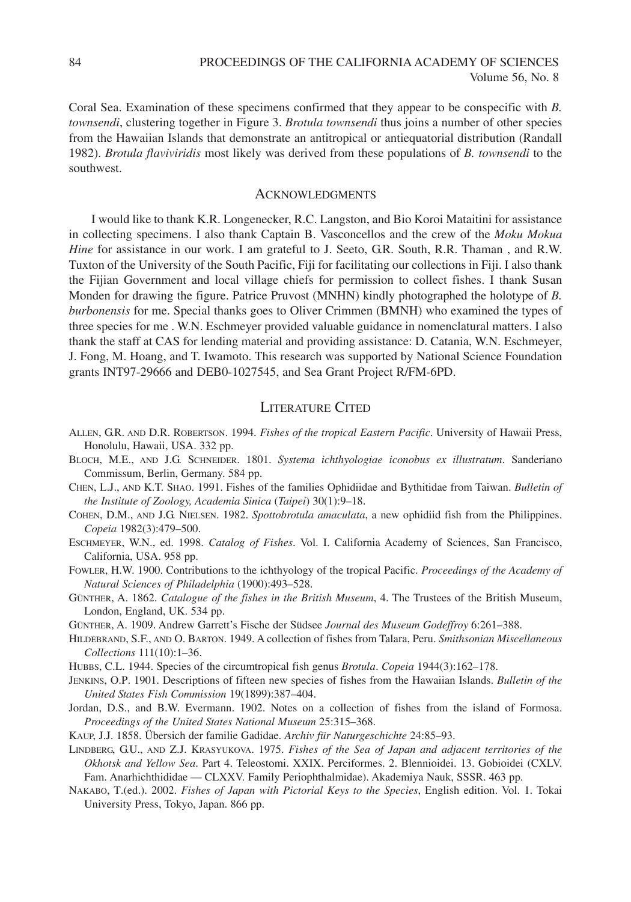Coral Sea. Examination of these specimens confirmed that they appear to be conspecific with *B. townsendi*, clustering together in Figure 3. *Brotula townsendi* thus joins a number of other species from the Hawaiian Islands that demonstrate an antitropical or antiequatorial distribution (Randall 1982). *Brotula flaviviridis* most likely was derived from these populations of *B. townsendi* to the southwest.

## Acknowledgments

I would like to thank K.R. Longenecker, R.C. Langston, and Bio Koroi Mataitini for assistance in collecting specimens. I also thank Captain B. Vasconcellos and the crew of the *Moku Mokua Hine* for assistance in our work. I am grateful to J. Seeto, G.R. South, R.R. Thaman , and R.W. Tuxton of the University of the South Pacific, Fiji for facilitating our collections in Fiji. I also thank the Fijian Government and local village chiefs for permission to collect fishes. I thank Susan Monden for drawing the figure. Patrice Pruvost (MNHN) kindly photographed the holotype of *B. burbonensis* for me. Special thanks goes to Oliver Crimmen (BMNH) who examined the types of three species for me . W.N. Eschmeyer provided valuable guidance in nomenclatural matters. I also thank the staff at CAS for lending material and providing assistance: D. Catania, W.N. Eschmeyer, J. Fong, M. Hoang, and T. Iwamoto. This research was supported by National Science Foundation grants INT97-29666 and DEB0-1027545, and Sea Grant Project R/FM-6PD.

## Literature Cited

Allen, G.R. and D.R. Robertson. 1994. *Fishes of the tropical Eastern Pacific*. University of Hawaii Press, Honolulu, Hawaii, USA. 332 pp.

Bloch, M.E., and J.G. Schneider. 1801. *Systema ichthyologiae iconobus ex illustratum*. Sanderiano Commissum, Berlin, Germany. 584 pp.

Chen, L.J., and K.T. Shao. 1991. Fishes of the families Ophidiidae and Bythitidae from Taiwan. *Bulletin of the Institute of Zoology, Academia Sinica* (*Taipei*) 30(1):9–18.

Cohen, D.M., and J.G. Nielsen. 1982. *Spottobrotula amaculata*, a new ophidiid fish from the Philippines. *Copeia* 1982(3):479–500.

Eschmeyer, W.N., ed. 1998. *Catalog of Fishes*. Vol. I. California Academy of Sciences, San Francisco, California, USA. 958 pp.

Fowler, H.W. 1900. Contributions to the ichthyology of the tropical Pacific. *Proceedings of the Academy of Natural Sciences of Philadelphia* (1900):493–528.

Günther, A. 1862. *Catalogue of the fishes in the British Museum*, 4. The Trustees of the British Museum, London, England, UK. 534 pp.

Günther, A. 1909. Andrew Garrett's Fische der Südsee *Journal des Museum Godeffroy* 6:261–388.

Hildebrand, S.F., and O. Barton. 1949. A collection of fishes from Talara, Peru. *Smithsonian Miscellaneous Collections* 111(10):1–36.

Hubbs, C.L. 1944. Species of the circumtropical fish genus *Brotula*. *Copeia* 1944(3):162–178.

Jenkins, O.P. 1901. Descriptions of fifteen new species of fishes from the Hawaiian Islands. *Bulletin of the United States Fish Commission* 19(1899):387–404.

Jordan, D.S., and B.W. Evermann. 1902. Notes on a collection of fishes from the island of Formosa. *Proceedings of the United States National Museum* 25:315–368.

Kaup, J.J. 1858. Übersich der familie Gadidae. *Archiv für Naturgeschichte* 24:85–93.

Lindberg, G.U., and Z.J. Krasyukova. 1975. *Fishes of the Sea of Japan and adjacent territories of the Okhotsk and Yellow Sea*. Part 4. Teleostomi. XXIX. Perciformes. 2. Blennioidei. 13. Gobioidei (CXLV. Fam. Anarhichthididae — CLXXV. Family Periophthalmidae). Akademiya Nauk, SSSR. 463 pp.

Nakabo, T.(ed.). 2002. *Fishes of Japan with Pictorial Keys to the Species*, English edition. Vol. 1. Tokai University Press, Tokyo, Japan. 866 pp.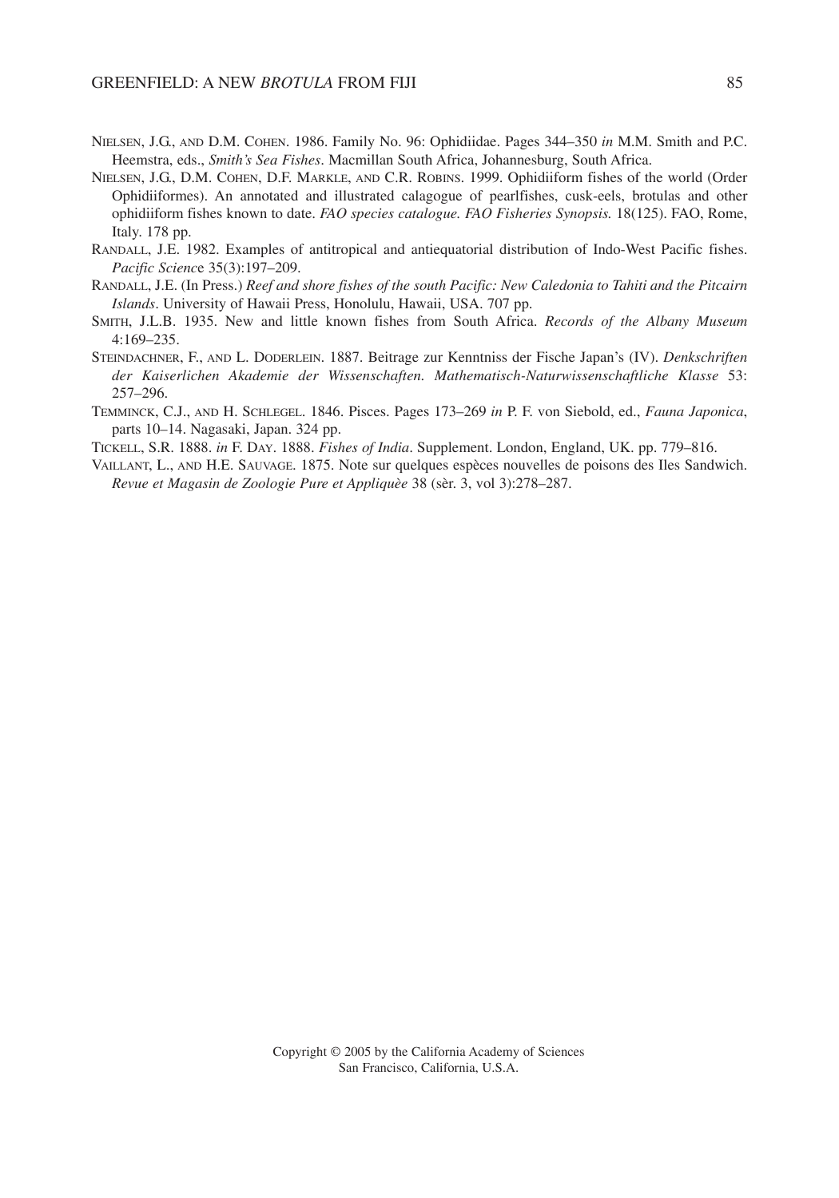Nielsen, J.G., and D.M. Cohen. 1986. Family No. 96: Ophidiidae. Pages 344–350 *in* M.M. Smith and P.C. Heemstra, eds., *Smith's Sea Fishes*. Macmillan South Africa, Johannesburg, South Africa.

Nielsen, J.G., D.M. Cohen, D.F. Markle, and C.R. Robins. 1999. Ophidiiform fishes of the world (Order Ophidiiformes). An annotated and illustrated calagogue of pearlfishes, cusk-eels, brotulas and other ophidiiform fishes known to date. *FAO species catalogue. FAO Fisheries Synopsis.* 18(125). FAO, Rome, Italy. 178 pp.

Randall, J.E. 1982. Examples of antitropical and antiequatorial distribution of Indo-West Pacific fishes. *Pacific Scienc*e 35(3):197–209.

Randall, J.E. (In Press.) *Reef and shore fishes of the south Pacific: New Caledonia to Tahiti and the Pitcairn Islands*. University of Hawaii Press, Honolulu, Hawaii, USA. 707 pp.

Smith, J.L.B. 1935. New and little known fishes from South Africa. *Records of the Albany Museum* 4:169–235.

Steindachner, F., and L. Doderlein. 1887. Beitrage zur Kenntniss der Fische Japan's (IV). *Denkschriften der Kaiserlichen Akademie der Wissenschaften. Mathematisch-Naturwissenschaftliche Klasse* 53: 257–296.

Temminck, C.J., and H. Schlegel. 1846. Pisces. Pages 173–269 *in* P. F. von Siebold, ed., *Fauna Japonica*, parts 10–14. Nagasaki, Japan. 324 pp.

Tickell, S.R. 1888. *in* F. Day. 1888. *Fishes of India*. Supplement. London, England, UK. pp. 779–816.

Vaillant, L., and H.E. Sauvage. 1875. Note sur quelques espèces nouvelles de poisons des Iles Sandwich. *Revue et Magasin de Zoologie Pure et Appliquèe* 38 (sèr. 3, vol 3):278–287.

Copyright © 2005 by the California Academy of Sciences
San Francisco, California, U.S.A.